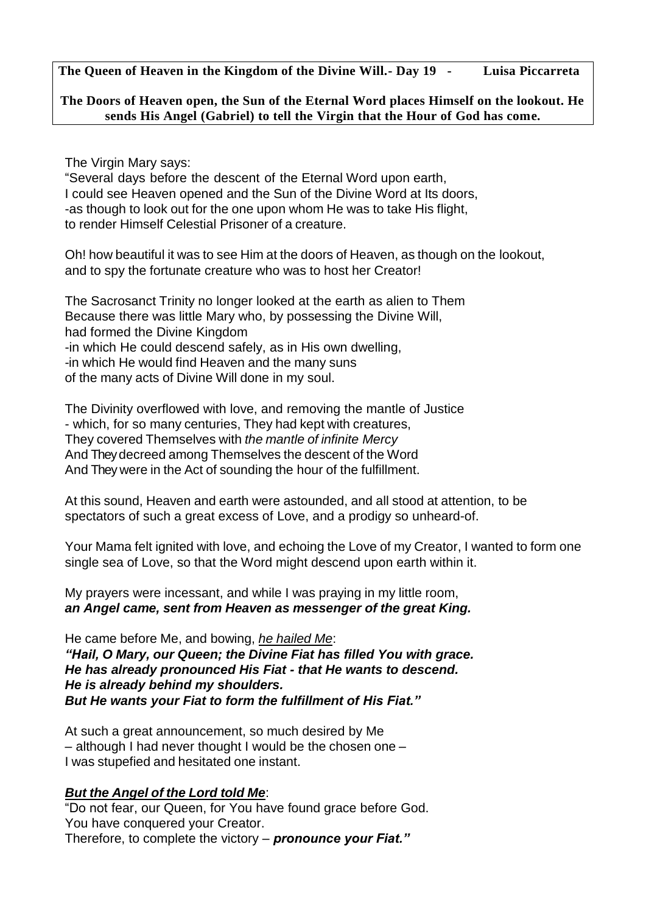**The Queen of Heaven in the Kingdom of the Divine Will.- Day 19 - Luisa Piccarreta**

**The Doors of Heaven open, the Sun of the Eternal Word places Himself on the lookout. He sends His Angel (Gabriel) to tell the Virgin that the Hour of God has come.**

The Virgin Mary says:
"Several days before the descent of the Eternal Word upon earth,
I could see Heaven opened and the Sun of the Divine Word at Its doors,
-as though to look out for the one upon whom He was to take His flight,
to render Himself Celestial Prisoner of a creature.

Oh! how beautiful it was to see Him at the doors of Heaven, as though on the lookout, and to spy the fortunate creature who was to host her Creator!

The Sacrosanct Trinity no longer looked at the earth as alien to Them
Because there was little Mary who, by possessing the Divine Will,
had formed the Divine Kingdom
-in which He could descend safely, as in His own dwelling,
-in which He would find Heaven and the many suns
of the many acts of Divine Will done in my soul.

The Divinity overflowed with love, and removing the mantle of Justice
- which, for so many centuries, They had kept with creatures,
They covered Themselves with *the mantle of infinite Mercy*
And They decreed among Themselves the descent of the Word
And They were in the Act of sounding the hour of the fulfillment.

At this sound, Heaven and earth were astounded, and all stood at attention, to be spectators of such a great excess of Love, and a prodigy so unheard-of.

Your Mama felt ignited with love, and echoing the Love of my Creator, I wanted to form one single sea of Love, so that the Word might descend upon earth within it.

My prayers were incessant, and while I was praying in my little room,
***an Angel came, sent from Heaven as messenger of the great King.***

He came before Me, and bowing, *he hailed Me*:
***"Hail, O Mary, our Queen; the Divine Fiat has filled You with grace.
He has already pronounced His Fiat - that He wants to descend.
He is already behind my shoulders.
But He wants your Fiat to form the fulfillment of His Fiat."***

At such a great announcement, so much desired by Me
– although I had never thought I would be the chosen one –
I was stupefied and hesitated one instant.

***But the Angel of the Lord told Me***:
"Do not fear, our Queen, for You have found grace before God.
You have conquered your Creator.
Therefore, to complete the victory – ***pronounce your Fiat."***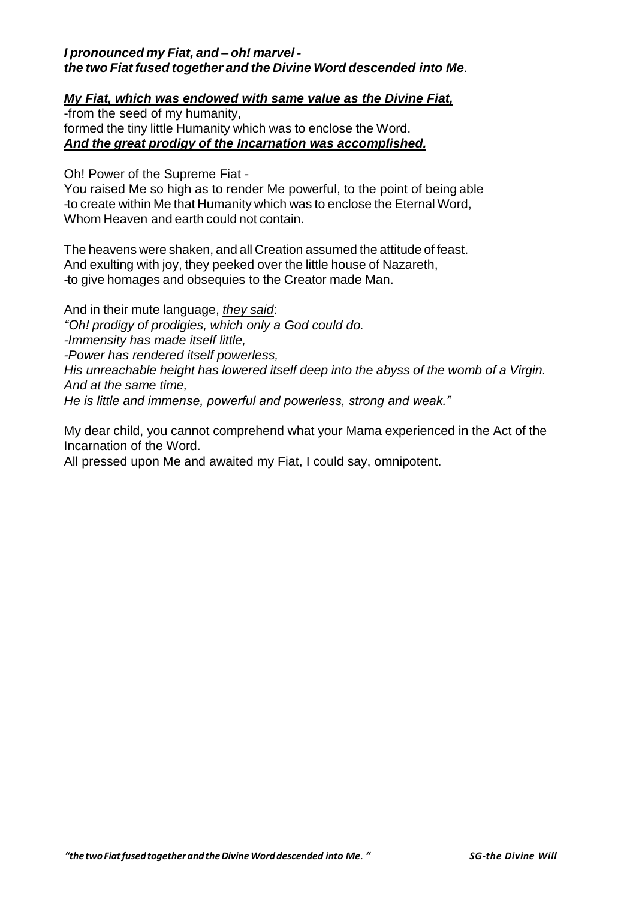***I pronounced my Fiat, and – oh! marvel -***
***the two Fiat fused together and the Divine Word descended into Me***.

***<u>My Fiat, which was endowed with same value as the Divine Fiat,</u>***
-from the seed of my humanity,
formed the tiny little Humanity which was to enclose the Word.
***<u>And the great prodigy of the Incarnation was accomplished.</u>***

Oh! Power of the Supreme Fiat -
You raised Me so high as to render Me powerful, to the point of being able
-to create within Me that Humanity which was to enclose the Eternal Word,
Whom Heaven and earth could not contain.

The heavens were shaken, and all Creation assumed the attitude of feast.
And exulting with joy, they peeked over the little house of Nazareth,
-to give homages and obsequies to the Creator made Man.

And in their mute language, *<u>they said</u>*:
*"Oh! prodigy of prodigies, which only a God could do.*
*-Immensity has made itself little,*
*-Power has rendered itself powerless,*
*His unreachable height has lowered itself deep into the abyss of the womb of a Virgin.*
*And at the same time,*
*He is little and immense, powerful and powerless, strong and weak."*

My dear child, you cannot comprehend what your Mama experienced in the Act of the Incarnation of the Word.
All pressed upon Me and awaited my Fiat, I could say, omnipotent.